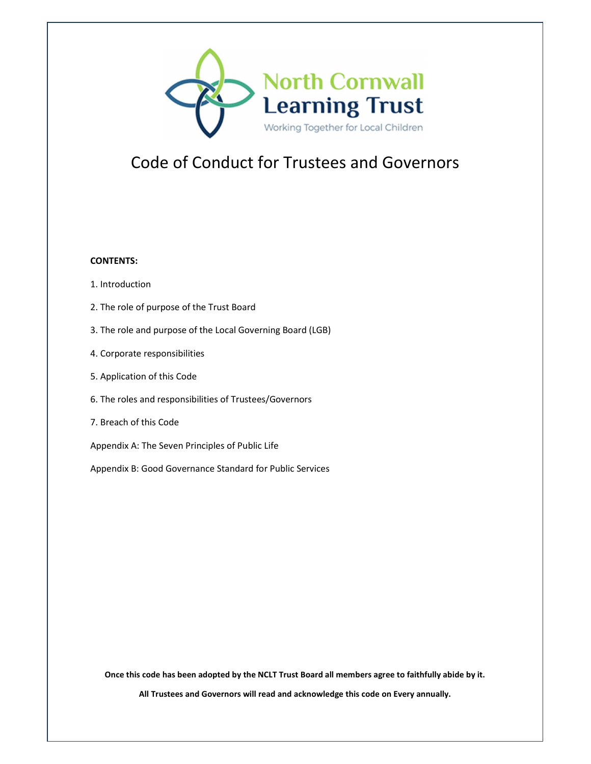North Cornwall Learning Trust

Working Together for Local Children

# Code of Conduct for Trustees and Governors

**CONTENTS:**

1. Introduction

2. The role of purpose of the Trust Board

3. The role and purpose of the Local Governing Board (LGB)

4. Corporate responsibilities

5. Application of this Code

6. The roles and responsibilities of Trustees/Governors

7. Breach of this Code

Appendix A: The Seven Principles of Public Life

Appendix B: Good Governance Standard for Public Services

**Once this code has been adopted by the NCLT Trust Board all members agree to faithfully abide by it.**

**All Trustees and Governors will read and acknowledge this code on Every annually.**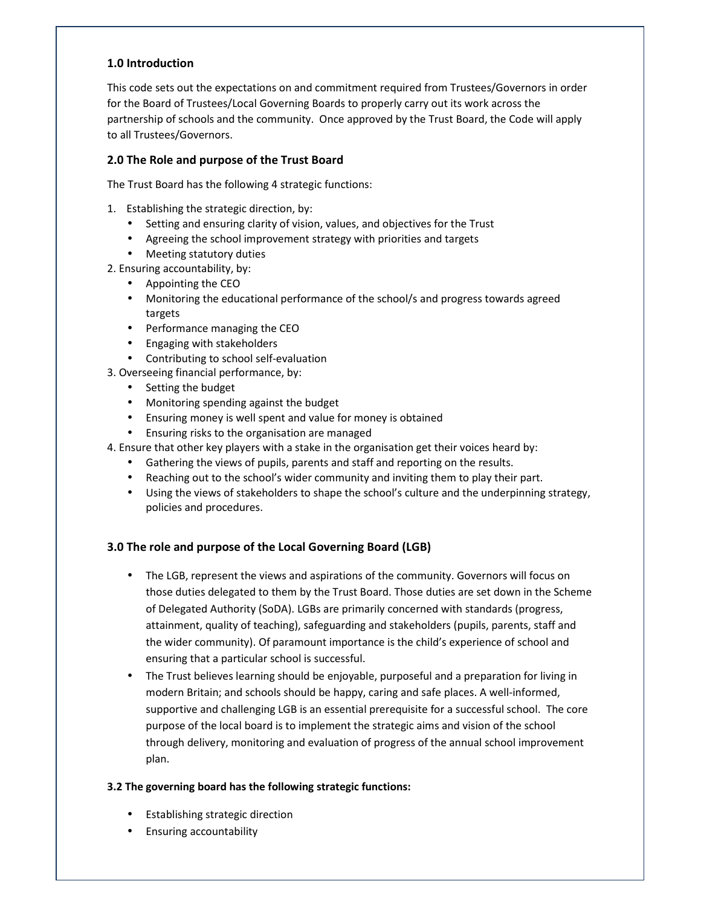### 1.0 Introduction

This code sets out the expectations on and commitment required from Trustees/Governors in order for the Board of Trustees/Local Governing Boards to properly carry out its work across the partnership of schools and the community. Once approved by the Trust Board, the Code will apply to all Trustees/Governors.

### 2.0 The Role and purpose of the Trust Board

The Trust Board has the following 4 strategic functions:

1. Establishing the strategic direction, by:
    - Setting and ensuring clarity of vision, values, and objectives for the Trust
    - Agreeing the school improvement strategy with priorities and targets
    - Meeting statutory duties
2. Ensuring accountability, by:
    - Appointing the CEO
    - Monitoring the educational performance of the school/s and progress towards agreed targets
    - Performance managing the CEO
    - Engaging with stakeholders
    - Contributing to school self-evaluation
3. Overseeing financial performance, by:
    - Setting the budget
    - Monitoring spending against the budget
    - Ensuring money is well spent and value for money is obtained
    - Ensuring risks to the organisation are managed
4. Ensure that other key players with a stake in the organisation get their voices heard by:
    - Gathering the views of pupils, parents and staff and reporting on the results.
    - Reaching out to the school's wider community and inviting them to play their part.
    - Using the views of stakeholders to shape the school's culture and the underpinning strategy, policies and procedures.

### 3.0 The role and purpose of the Local Governing Board (LGB)

- The LGB, represent the views and aspirations of the community. Governors will focus on those duties delegated to them by the Trust Board. Those duties are set down in the Scheme of Delegated Authority (SoDA). LGBs are primarily concerned with standards (progress, attainment, quality of teaching), safeguarding and stakeholders (pupils, parents, staff and the wider community). Of paramount importance is the child's experience of school and ensuring that a particular school is successful.
- The Trust believes learning should be enjoyable, purposeful and a preparation for living in modern Britain; and schools should be happy, caring and safe places. A well-informed, supportive and challenging LGB is an essential prerequisite for a successful school. The core purpose of the local board is to implement the strategic aims and vision of the school through delivery, monitoring and evaluation of progress of the annual school improvement plan.

**3.2 The governing board has the following strategic functions:**

- Establishing strategic direction
- Ensuring accountability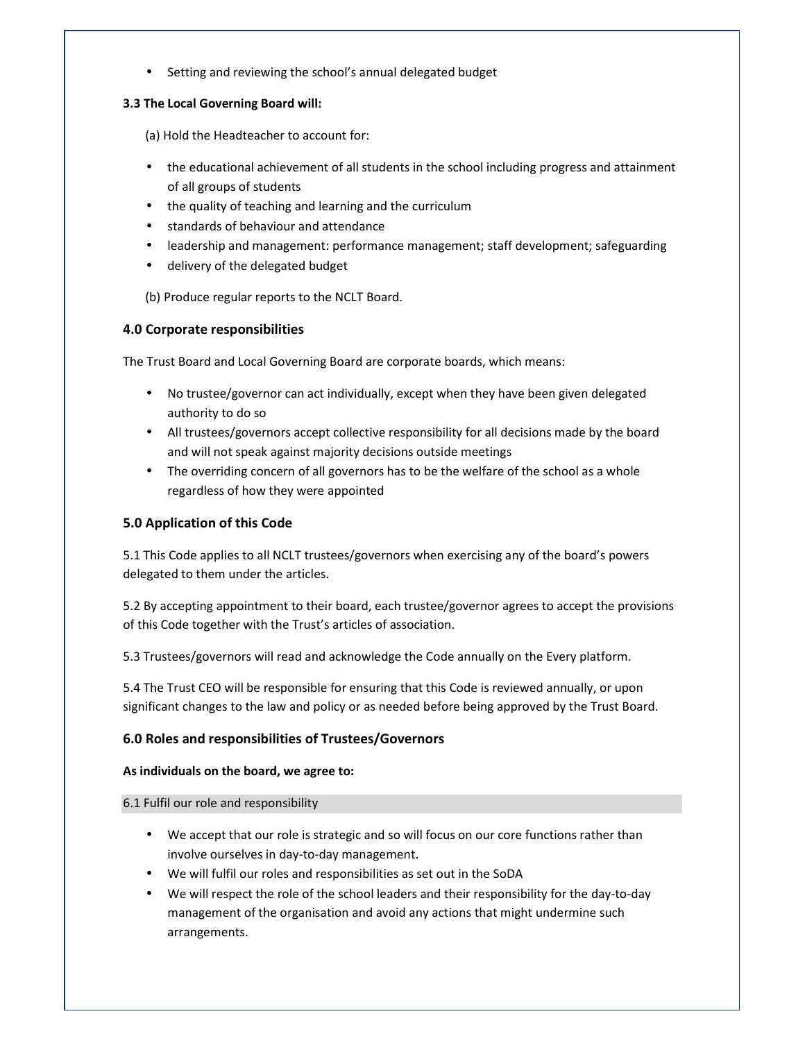- Setting and reviewing the school's annual delegated budget

**3.3 The Local Governing Board will:**

(a) Hold the Headteacher to account for:

- the educational achievement of all students in the school including progress and attainment of all groups of students
- the quality of teaching and learning and the curriculum
- standards of behaviour and attendance
- leadership and management: performance management; staff development; safeguarding
- delivery of the delegated budget

(b) Produce regular reports to the NCLT Board.

### 4.0 Corporate responsibilities

The Trust Board and Local Governing Board are corporate boards, which means:

- No trustee/governor can act individually, except when they have been given delegated authority to do so
- All trustees/governors accept collective responsibility for all decisions made by the board and will not speak against majority decisions outside meetings
- The overriding concern of all governors has to be the welfare of the school as a whole regardless of how they were appointed

### 5.0 Application of this Code

5.1 This Code applies to all NCLT trustees/governors when exercising any of the board's powers delegated to them under the articles.

5.2 By accepting appointment to their board, each trustee/governor agrees to accept the provisions of this Code together with the Trust's articles of association.

5.3 Trustees/governors will read and acknowledge the Code annually on the Every platform.

5.4 The Trust CEO will be responsible for ensuring that this Code is reviewed annually, or upon significant changes to the law and policy or as needed before being approved by the Trust Board.

### 6.0 Roles and responsibilities of Trustees/Governors

**As individuals on the board, we agree to:**

6.1 Fulfil our role and responsibility

- We accept that our role is strategic and so will focus on our core functions rather than involve ourselves in day-to-day management.
- We will fulfil our roles and responsibilities as set out in the SoDA
- We will respect the role of the school leaders and their responsibility for the day-to-day management of the organisation and avoid any actions that might undermine such arrangements.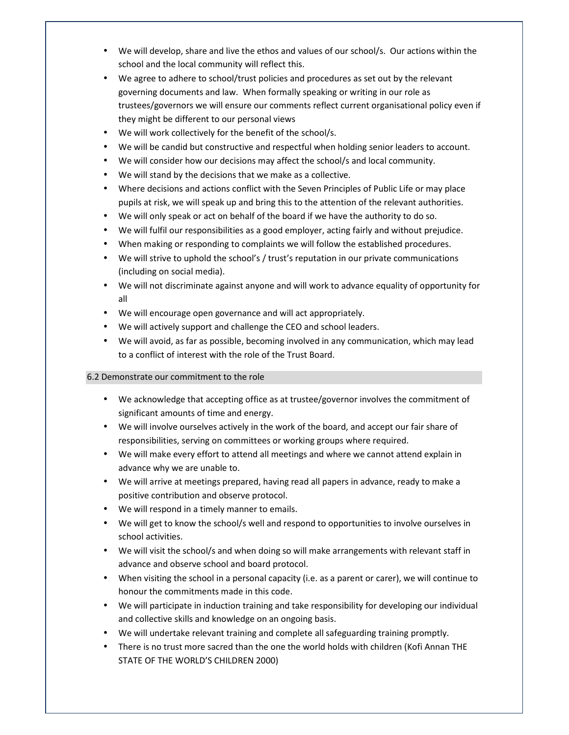- We will develop, share and live the ethos and values of our school/s. Our actions within the school and the local community will reflect this.
- We agree to adhere to school/trust policies and procedures as set out by the relevant governing documents and law. When formally speaking or writing in our role as trustees/governors we will ensure our comments reflect current organisational policy even if they might be different to our personal views
- We will work collectively for the benefit of the school/s.
- We will be candid but constructive and respectful when holding senior leaders to account.
- We will consider how our decisions may affect the school/s and local community.
- We will stand by the decisions that we make as a collective.
- Where decisions and actions conflict with the Seven Principles of Public Life or may place pupils at risk, we will speak up and bring this to the attention of the relevant authorities.
- We will only speak or act on behalf of the board if we have the authority to do so.
- We will fulfil our responsibilities as a good employer, acting fairly and without prejudice.
- When making or responding to complaints we will follow the established procedures.
- We will strive to uphold the school's / trust's reputation in our private communications (including on social media).
- We will not discriminate against anyone and will work to advance equality of opportunity for all
- We will encourage open governance and will act appropriately.
- We will actively support and challenge the CEO and school leaders.
- We will avoid, as far as possible, becoming involved in any communication, which may lead to a conflict of interest with the role of the Trust Board.

### 6.2 Demonstrate our commitment to the role

- We acknowledge that accepting office as at trustee/governor involves the commitment of significant amounts of time and energy.
- We will involve ourselves actively in the work of the board, and accept our fair share of responsibilities, serving on committees or working groups where required.
- We will make every effort to attend all meetings and where we cannot attend explain in advance why we are unable to.
- We will arrive at meetings prepared, having read all papers in advance, ready to make a positive contribution and observe protocol.
- We will respond in a timely manner to emails.
- We will get to know the school/s well and respond to opportunities to involve ourselves in school activities.
- We will visit the school/s and when doing so will make arrangements with relevant staff in advance and observe school and board protocol.
- When visiting the school in a personal capacity (i.e. as a parent or carer), we will continue to honour the commitments made in this code.
- We will participate in induction training and take responsibility for developing our individual and collective skills and knowledge on an ongoing basis.
- We will undertake relevant training and complete all safeguarding training promptly.
- There is no trust more sacred than the one the world holds with children (Kofi Annan THE STATE OF THE WORLD'S CHILDREN 2000)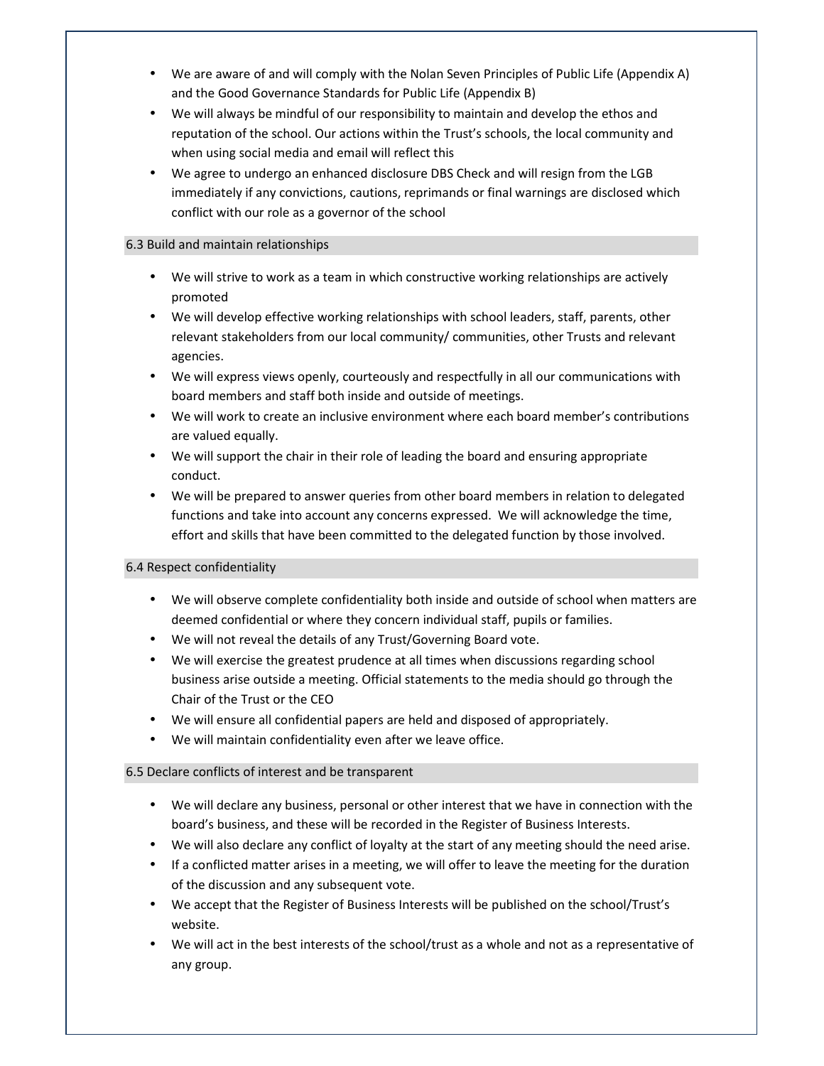- We are aware of and will comply with the Nolan Seven Principles of Public Life (Appendix A) and the Good Governance Standards for Public Life (Appendix B)
- We will always be mindful of our responsibility to maintain and develop the ethos and reputation of the school. Our actions within the Trust's schools, the local community and when using social media and email will reflect this
- We agree to undergo an enhanced disclosure DBS Check and will resign from the LGB immediately if any convictions, cautions, reprimands or final warnings are disclosed which conflict with our role as a governor of the school

### 6.3 Build and maintain relationships

- We will strive to work as a team in which constructive working relationships are actively promoted
- We will develop effective working relationships with school leaders, staff, parents, other relevant stakeholders from our local community/ communities, other Trusts and relevant agencies.
- We will express views openly, courteously and respectfully in all our communications with board members and staff both inside and outside of meetings.
- We will work to create an inclusive environment where each board member's contributions are valued equally.
- We will support the chair in their role of leading the board and ensuring appropriate conduct.
- We will be prepared to answer queries from other board members in relation to delegated functions and take into account any concerns expressed. We will acknowledge the time, effort and skills that have been committed to the delegated function by those involved.

### 6.4 Respect confidentiality

- We will observe complete confidentiality both inside and outside of school when matters are deemed confidential or where they concern individual staff, pupils or families.
- We will not reveal the details of any Trust/Governing Board vote.
- We will exercise the greatest prudence at all times when discussions regarding school business arise outside a meeting. Official statements to the media should go through the Chair of the Trust or the CEO
- We will ensure all confidential papers are held and disposed of appropriately.
- We will maintain confidentiality even after we leave office.

### 6.5 Declare conflicts of interest and be transparent

- We will declare any business, personal or other interest that we have in connection with the board's business, and these will be recorded in the Register of Business Interests.
- We will also declare any conflict of loyalty at the start of any meeting should the need arise.
- If a conflicted matter arises in a meeting, we will offer to leave the meeting for the duration of the discussion and any subsequent vote.
- We accept that the Register of Business Interests will be published on the school/Trust's website.
- We will act in the best interests of the school/trust as a whole and not as a representative of any group.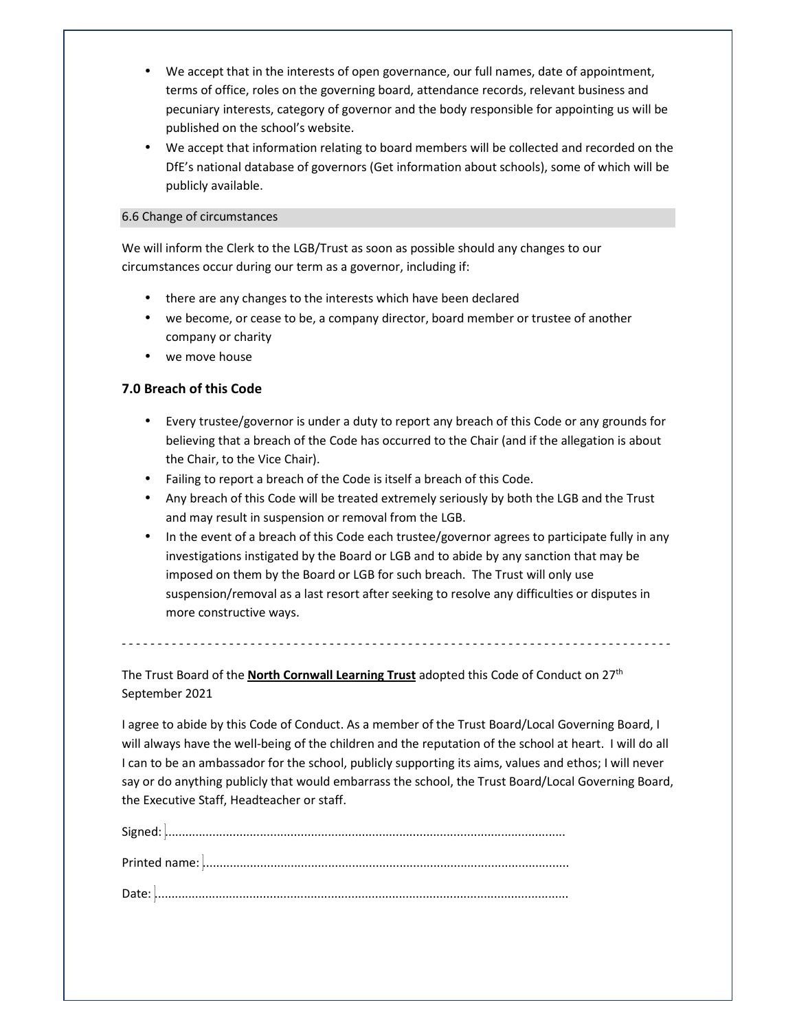- We accept that in the interests of open governance, our full names, date of appointment, terms of office, roles on the governing board, attendance records, relevant business and pecuniary interests, category of governor and the body responsible for appointing us will be published on the school's website.
- We accept that information relating to board members will be collected and recorded on the DfE's national database of governors (Get information about schools), some of which will be publicly available.

### 6.6 Change of circumstances

We will inform the Clerk to the LGB/Trust as soon as possible should any changes to our circumstances occur during our term as a governor, including if:

- there are any changes to the interests which have been declared
- we become, or cease to be, a company director, board member or trustee of another company or charity
- we move house

## 7.0 Breach of this Code

- Every trustee/governor is under a duty to report any breach of this Code or any grounds for believing that a breach of the Code has occurred to the Chair (and if the allegation is about the Chair, to the Vice Chair).
- Failing to report a breach of the Code is itself a breach of this Code.
- Any breach of this Code will be treated extremely seriously by both the LGB and the Trust and may result in suspension or removal from the LGB.
- In the event of a breach of this Code each trustee/governor agrees to participate fully in any investigations instigated by the Board or LGB and to abide by any sanction that may be imposed on them by the Board or LGB for such breach. The Trust will only use suspension/removal as a last resort after seeking to resolve any difficulties or disputes in more constructive ways.

- - - - - - - - - - - - - - - - - - - - - - - - - - - - - - - - - - - - - - - - - - - - - - - - - - - - - - - - - - - - - - - - - - - - - - - - - - -

The Trust Board of the **North Cornwall Learning Trust** adopted this Code of Conduct on 27th September 2021

I agree to abide by this Code of Conduct. As a member of the Trust Board/Local Governing Board, I will always have the well-being of the children and the reputation of the school at heart. I will do all I can to be an ambassador for the school, publicly supporting its aims, values and ethos; I will never say or do anything publicly that would embarrass the school, the Trust Board/Local Governing Board, the Executive Staff, Headteacher or staff.

Signed: ......................................................................................................................

Printed name: ............................................................................................................

Date: ..........................................................................................................................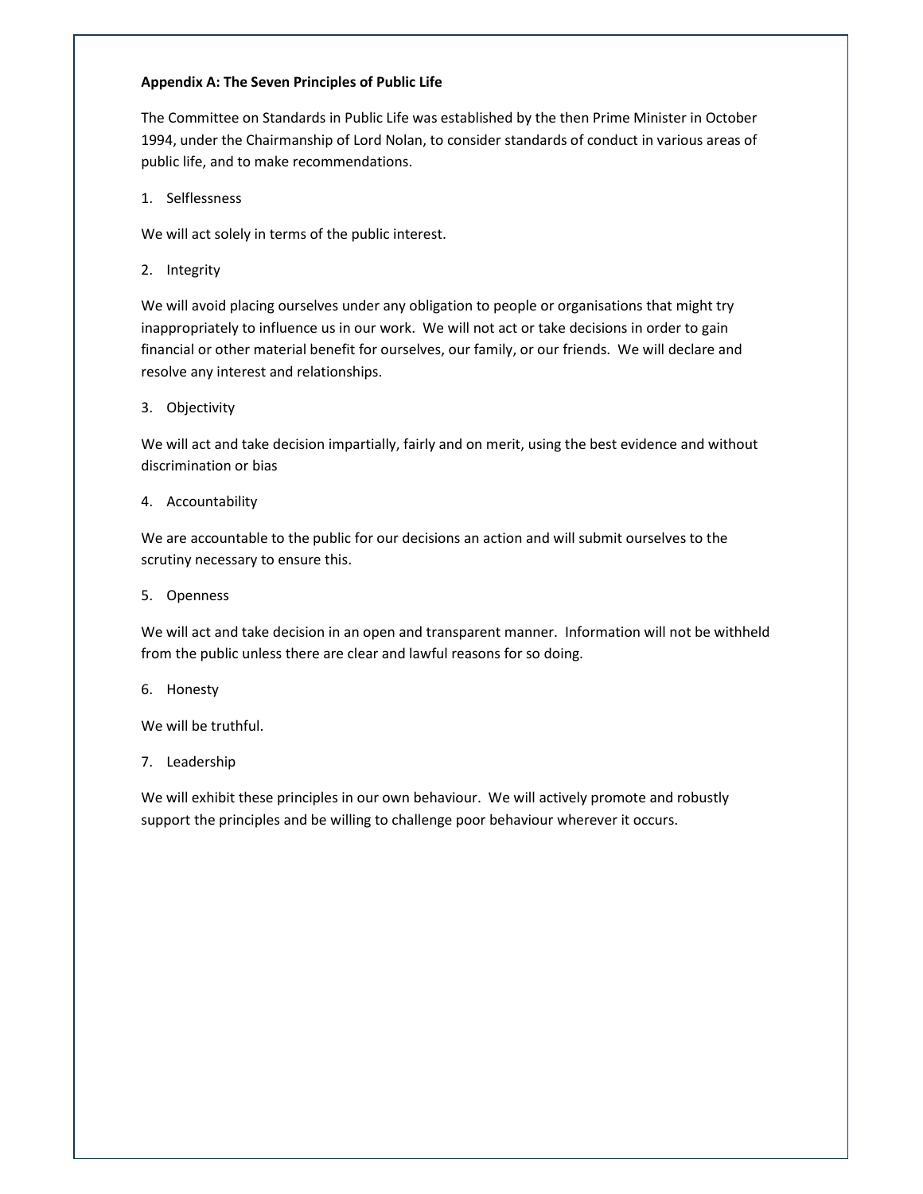**Appendix A: The Seven Principles of Public Life**

The Committee on Standards in Public Life was established by the then Prime Minister in October 1994, under the Chairmanship of Lord Nolan, to consider standards of conduct in various areas of public life, and to make recommendations.

1. Selflessness

We will act solely in terms of the public interest.

2. Integrity

We will avoid placing ourselves under any obligation to people or organisations that might try inappropriately to influence us in our work. We will not act or take decisions in order to gain financial or other material benefit for ourselves, our family, or our friends. We will declare and resolve any interest and relationships.

3. Objectivity

We will act and take decision impartially, fairly and on merit, using the best evidence and without discrimination or bias

4. Accountability

We are accountable to the public for our decisions an action and will submit ourselves to the scrutiny necessary to ensure this.

5. Openness

We will act and take decision in an open and transparent manner. Information will not be withheld from the public unless there are clear and lawful reasons for so doing.

6. Honesty

We will be truthful.

7. Leadership

We will exhibit these principles in our own behaviour. We will actively promote and robustly support the principles and be willing to challenge poor behaviour wherever it occurs.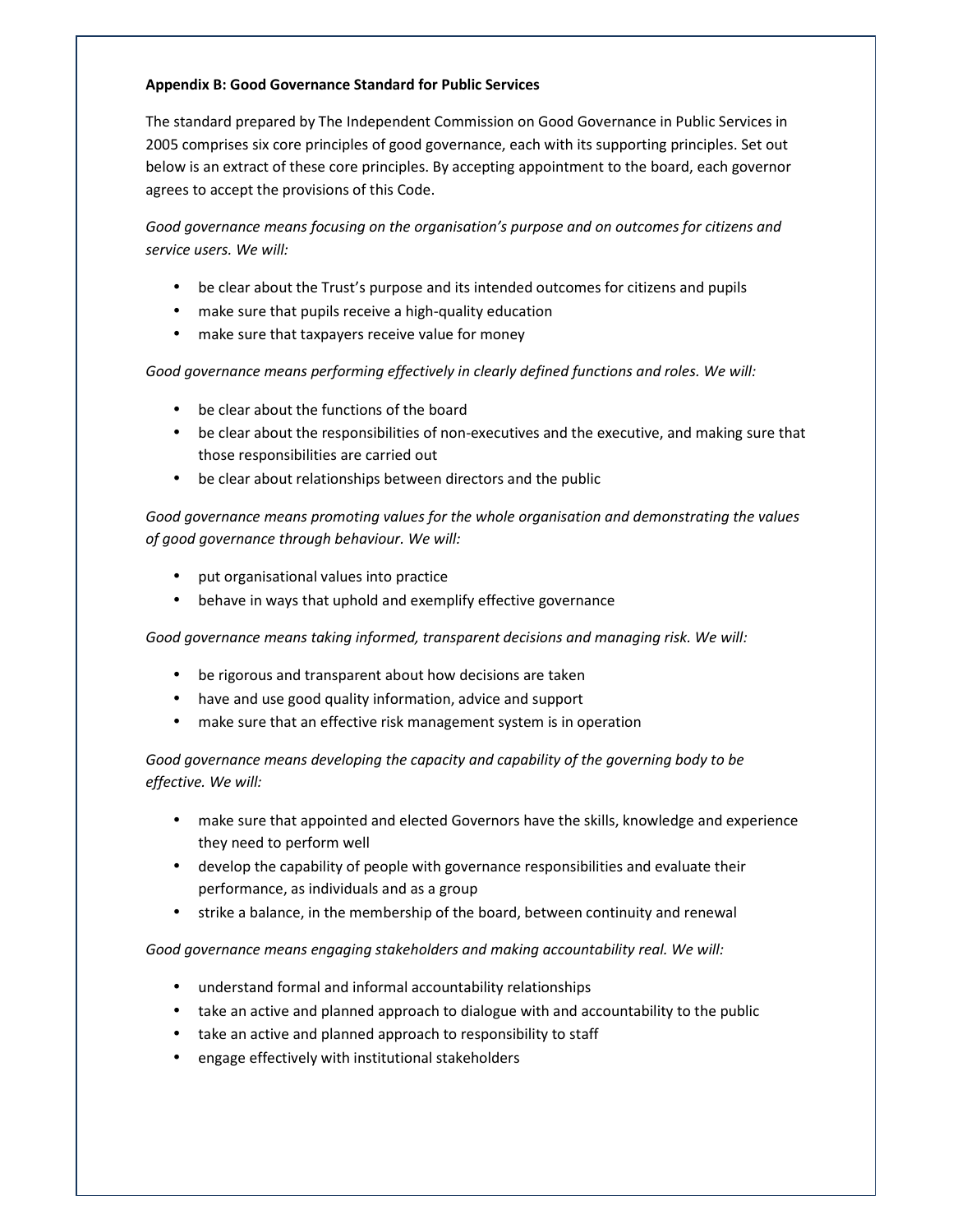**Appendix B: Good Governance Standard for Public Services**

The standard prepared by The Independent Commission on Good Governance in Public Services in 2005 comprises six core principles of good governance, each with its supporting principles. Set out below is an extract of these core principles. By accepting appointment to the board, each governor agrees to accept the provisions of this Code.

*Good governance means focusing on the organisation's purpose and on outcomes for citizens and service users. We will:*

- be clear about the Trust's purpose and its intended outcomes for citizens and pupils
- make sure that pupils receive a high-quality education
- make sure that taxpayers receive value for money

*Good governance means performing effectively in clearly defined functions and roles. We will:*

- be clear about the functions of the board
- be clear about the responsibilities of non-executives and the executive, and making sure that those responsibilities are carried out
- be clear about relationships between directors and the public

*Good governance means promoting values for the whole organisation and demonstrating the values of good governance through behaviour. We will:*

- put organisational values into practice
- behave in ways that uphold and exemplify effective governance

*Good governance means taking informed, transparent decisions and managing risk. We will:*

- be rigorous and transparent about how decisions are taken
- have and use good quality information, advice and support
- make sure that an effective risk management system is in operation

*Good governance means developing the capacity and capability of the governing body to be effective. We will:*

- make sure that appointed and elected Governors have the skills, knowledge and experience they need to perform well
- develop the capability of people with governance responsibilities and evaluate their performance, as individuals and as a group
- strike a balance, in the membership of the board, between continuity and renewal

*Good governance means engaging stakeholders and making accountability real. We will:*

- understand formal and informal accountability relationships
- take an active and planned approach to dialogue with and accountability to the public
- take an active and planned approach to responsibility to staff
- engage effectively with institutional stakeholders